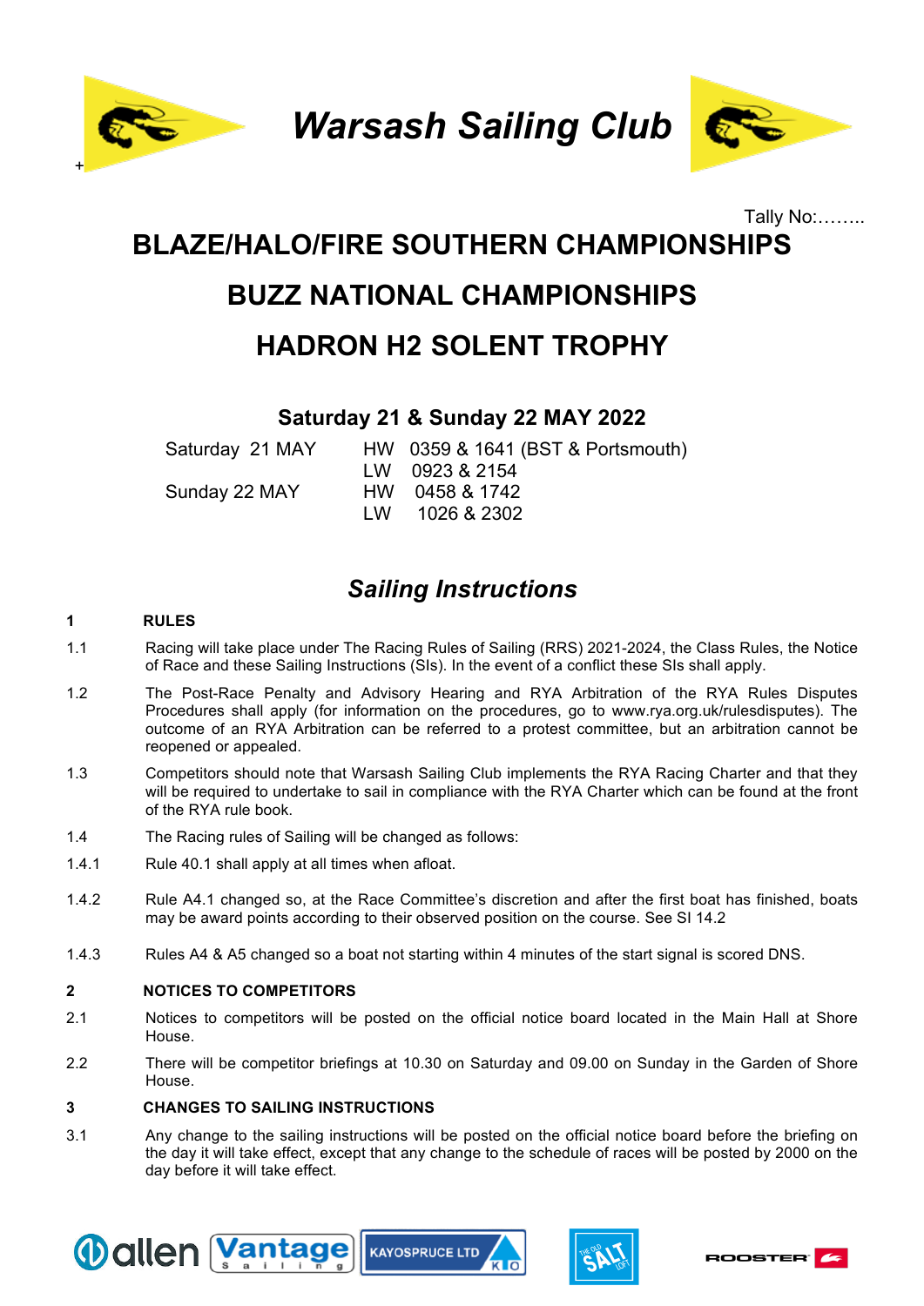# *Warsash Sailing Club*

Tally No:……..

## BLAZE/HALO/FIRE SOUTHERN CHAMPIONSHIPS

## BUZZ NATIONAL CHAMPIONSHIPS

## HADRON H2 SOLENT TROPHY

### Saturday 21 & Sunday 22 MAY 2022

| | | |
|---|---|---|
| Saturday 21 MAY | HW | 0359 & 1641 (BST & Portsmouth) |
| | LW | 0923 & 2154 |
| Sunday 22 MAY | HW | 0458 & 1742 |
| | LW | 1026 & 2302 |

## *Sailing Instructions*

**1 RULES**

1.1 Racing will take place under The Racing Rules of Sailing (RRS) 2021-2024, the Class Rules, the Notice of Race and these Sailing Instructions (SIs). In the event of a conflict these SIs shall apply.

1.2 The Post-Race Penalty and Advisory Hearing and RYA Arbitration of the RYA Rules Disputes Procedures shall apply (for information on the procedures, go to www.rya.org.uk/rulesdisputes). The outcome of an RYA Arbitration can be referred to a protest committee, but an arbitration cannot be reopened or appealed.

1.3 Competitors should note that Warsash Sailing Club implements the RYA Racing Charter and that they will be required to undertake to sail in compliance with the RYA Charter which can be found at the front of the RYA rule book.

1.4 The Racing rules of Sailing will be changed as follows:

1.4.1 Rule 40.1 shall apply at all times when afloat.

1.4.2 Rule A4.1 changed so, at the Race Committee's discretion and after the first boat has finished, boats may be award points according to their observed position on the course. See SI 14.2

1.4.3 Rules A4 & A5 changed so a boat not starting within 4 minutes of the start signal is scored DNS.

**2 NOTICES TO COMPETITORS**

2.1 Notices to competitors will be posted on the official notice board located in the Main Hall at Shore House.

2.2 There will be competitor briefings at 10.30 on Saturday and 09.00 on Sunday in the Garden of Shore House.

**3 CHANGES TO SAILING INSTRUCTIONS**

3.1 Any change to the sailing instructions will be posted on the official notice board before the briefing on the day it will take effect, except that any change to the schedule of races will be posted by 2000 on the day before it will take effect.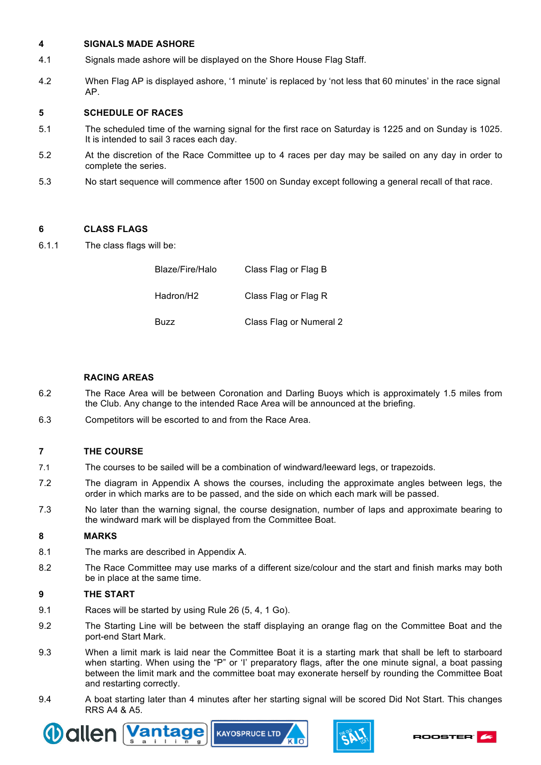## 4 SIGNALS MADE ASHORE

4.1 Signals made ashore will be displayed on the Shore House Flag Staff.

4.2 When Flag AP is displayed ashore, ‘1 minute’ is replaced by ‘not less that 60 minutes’ in the race signal AP.

## 5 SCHEDULE OF RACES

5.1 The scheduled time of the warning signal for the first race on Saturday is 1225 and on Sunday is 1025. It is intended to sail 3 races each day.

5.2 At the discretion of the Race Committee up to 4 races per day may be sailed on any day in order to complete the series.

5.3 No start sequence will commence after 1500 on Sunday except following a general recall of that race.

## 6 CLASS FLAGS

6.1.1 The class flags will be:

| | |
|---|---|
| Blaze/Fire/Halo | Class Flag or Flag B |
| Hadron/H2 | Class Flag or Flag R |
| Buzz | Class Flag or Numeral 2 |

## RACING AREAS

6.2 The Race Area will be between Coronation and Darling Buoys which is approximately 1.5 miles from the Club. Any change to the intended Race Area will be announced at the briefing.

6.3 Competitors will be escorted to and from the Race Area.

## 7 THE COURSE

7.1 The courses to be sailed will be a combination of windward/leeward legs, or trapezoids.

7.2 The diagram in Appendix A shows the courses, including the approximate angles between legs, the order in which marks are to be passed, and the side on which each mark will be passed.

7.3 No later than the warning signal, the course designation, number of laps and approximate bearing to the windward mark will be displayed from the Committee Boat.

## 8 MARKS

8.1 The marks are described in Appendix A.

8.2 The Race Committee may use marks of a different size/colour and the start and finish marks may both be in place at the same time.

## 9 THE START

9.1 Races will be started by using Rule 26 (5, 4, 1 Go).

9.2 The Starting Line will be between the staff displaying an orange flag on the Committee Boat and the port-end Start Mark.

9.3 When a limit mark is laid near the Committee Boat it is a starting mark that shall be left to starboard when starting. When using the “P” or ‘I’ preparatory flags, after the one minute signal, a boat passing between the limit mark and the committee boat may exonerate herself by rounding the Committee Boat and restarting correctly.

9.4 A boat starting later than 4 minutes after her starting signal will be scored Did Not Start. This changes RRS A4 & A5.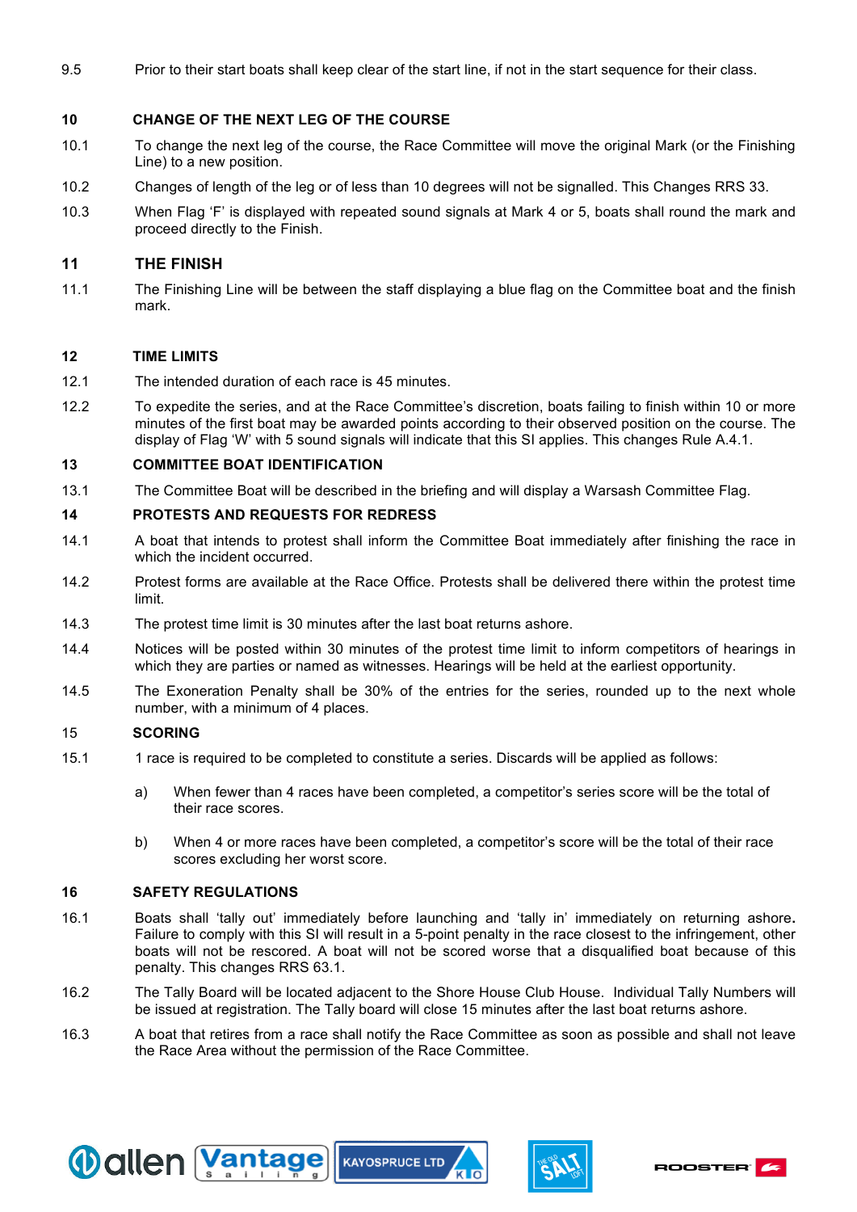9.5 Prior to their start boats shall keep clear of the start line, if not in the start sequence for their class.

## 10 CHANGE OF THE NEXT LEG OF THE COURSE

10.1 To change the next leg of the course, the Race Committee will move the original Mark (or the Finishing Line) to a new position.

10.2 Changes of length of the leg or of less than 10 degrees will not be signalled. This Changes RRS 33.

10.3 When Flag 'F' is displayed with repeated sound signals at Mark 4 or 5, boats shall round the mark and proceed directly to the Finish.

## 11 THE FINISH

11.1 The Finishing Line will be between the staff displaying a blue flag on the Committee boat and the finish mark.

## 12 TIME LIMITS

12.1 The intended duration of each race is 45 minutes.

12.2 To expedite the series, and at the Race Committee's discretion, boats failing to finish within 10 or more minutes of the first boat may be awarded points according to their observed position on the course. The display of Flag 'W' with 5 sound signals will indicate that this SI applies. This changes Rule A.4.1.

## 13 COMMITTEE BOAT IDENTIFICATION

13.1 The Committee Boat will be described in the briefing and will display a Warsash Committee Flag.

## 14 PROTESTS AND REQUESTS FOR REDRESS

14.1 A boat that intends to protest shall inform the Committee Boat immediately after finishing the race in which the incident occurred.

14.2 Protest forms are available at the Race Office. Protests shall be delivered there within the protest time limit.

14.3 The protest time limit is 30 minutes after the last boat returns ashore.

14.4 Notices will be posted within 30 minutes of the protest time limit to inform competitors of hearings in which they are parties or named as witnesses. Hearings will be held at the earliest opportunity.

14.5 The Exoneration Penalty shall be 30% of the entries for the series, rounded up to the next whole number, with a minimum of 4 places.

## 15 SCORING

15.1 1 race is required to be completed to constitute a series. Discards will be applied as follows:

a) When fewer than 4 races have been completed, a competitor's series score will be the total of their race scores.

b) When 4 or more races have been completed, a competitor's score will be the total of their race scores excluding her worst score.

## 16 SAFETY REGULATIONS

16.1 Boats shall 'tally out' immediately before launching and 'tally in' immediately on returning ashore**.** Failure to comply with this SI will result in a 5-point penalty in the race closest to the infringement, other boats will not be rescored. A boat will not be scored worse that a disqualified boat because of this penalty. This changes RRS 63.1.

16.2 The Tally Board will be located adjacent to the Shore House Club House. Individual Tally Numbers will be issued at registration. The Tally board will close 15 minutes after the last boat returns ashore.

16.3 A boat that retires from a race shall notify the Race Committee as soon as possible and shall not leave the Race Area without the permission of the Race Committee.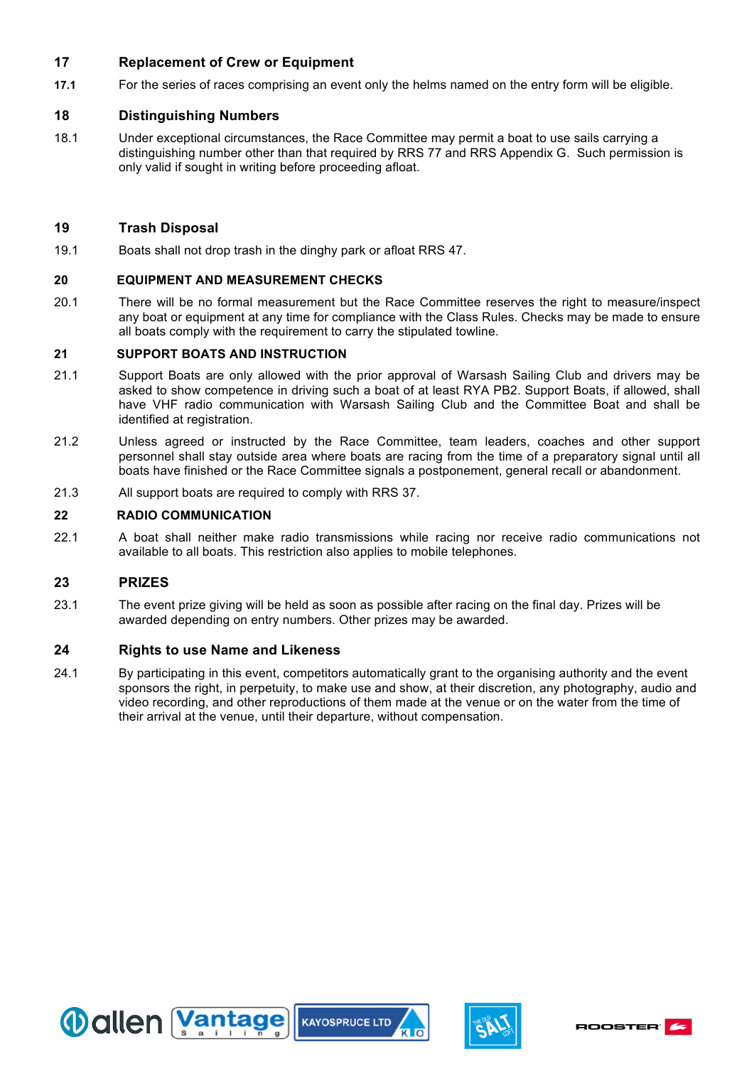## 17 Replacement of Crew or Equipment

**17.1** For the series of races comprising an event only the helms named on the entry form will be eligible.

## 18 Distinguishing Numbers

18.1 Under exceptional circumstances, the Race Committee may permit a boat to use sails carrying a distinguishing number other than that required by RRS 77 and RRS Appendix G. Such permission is only valid if sought in writing before proceeding afloat.

## 19 Trash Disposal

19.1 Boats shall not drop trash in the dinghy park or afloat RRS 47.

## 20 EQUIPMENT AND MEASUREMENT CHECKS

20.1 There will be no formal measurement but the Race Committee reserves the right to measure/inspect any boat or equipment at any time for compliance with the Class Rules. Checks may be made to ensure all boats comply with the requirement to carry the stipulated towline.

## 21 SUPPORT BOATS AND INSTRUCTION

21.1 Support Boats are only allowed with the prior approval of Warsash Sailing Club and drivers may be asked to show competence in driving such a boat of at least RYA PB2. Support Boats, if allowed, shall have VHF radio communication with Warsash Sailing Club and the Committee Boat and shall be identified at registration.

21.2 Unless agreed or instructed by the Race Committee, team leaders, coaches and other support personnel shall stay outside area where boats are racing from the time of a preparatory signal until all boats have finished or the Race Committee signals a postponement, general recall or abandonment.

21.3 All support boats are required to comply with RRS 37.

## 22 RADIO COMMUNICATION

22.1 A boat shall neither make radio transmissions while racing nor receive radio communications not available to all boats. This restriction also applies to mobile telephones.

## 23 PRIZES

23.1 The event prize giving will be held as soon as possible after racing on the final day. Prizes will be awarded depending on entry numbers. Other prizes may be awarded.

## 24 Rights to use Name and Likeness

24.1 By participating in this event, competitors automatically grant to the organising authority and the event sponsors the right, in perpetuity, to make use and show, at their discretion, any photography, audio and video recording, and other reproductions of them made at the venue or on the water from the time of their arrival at the venue, until their departure, without compensation.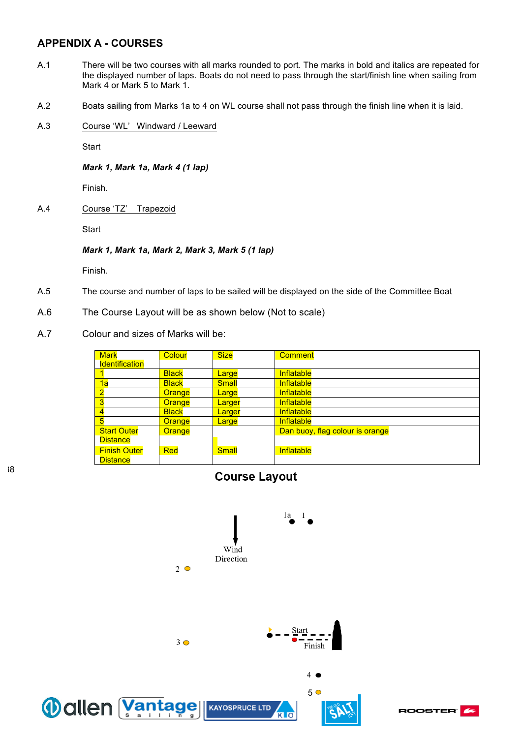## APPENDIX A - COURSES

A.1 There will be two courses with all marks rounded to port. The marks in bold and italics are repeated for the displayed number of laps. Boats do not need to pass through the start/finish line when sailing from Mark 4 or Mark 5 to Mark 1.

A.2 Boats sailing from Marks 1a to 4 on WL course shall not pass through the finish line when it is laid.

A.3 Course 'WL' Windward / Leeward

Start

***Mark 1, Mark 1a, Mark 4 (1 lap)***

Finish.

A.4 Course 'TZ' Trapezoid

Start

***Mark 1, Mark 1a, Mark 2, Mark 3, Mark 5 (1 lap)***

Finish.

A.5 The course and number of laps to be sailed will be displayed on the side of the Committee Boat

A.6 The Course Layout will be as shown below (Not to scale)

A.7 Colour and sizes of Marks will be:

| Mark Identification | Colour | Size | Comment |
|---|---|---|---|
| 1 | Black | Large | Inflatable |
| 1a | Black | Small | Inflatable |
| 2 | Orange | Large | Inflatable |
| 3 | Orange | Larger | Inflatable |
| 4 | Black | Larger | Inflatable |
| 5 | Orange | Large | Inflatable |
| Start Outer Distance | Orange | | Dan buoy, flag colour is orange |
| Finish Outer Distance | Red | Small | Inflatable |

### Course Layout

1a 1

Wind Direction

2

3

Start

Finish

4

5